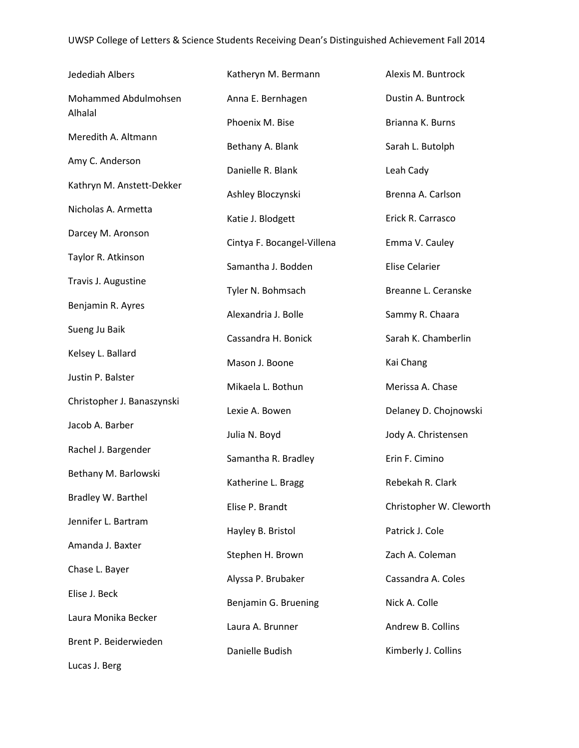UWSP College of Letters & Science Students Receiving Dean's Distinguished Achievement Fall 2014

Jedediah Albers

Mohammed Abdulmohsen Alhalal

Meredith A. Altmann

Amy C. Anderson

Kathryn M. Anstett-Dekker

Nicholas A. Armetta

Darcey M. Aronson

Taylor R. Atkinson

Travis J. Augustine

Benjamin R. Ayres

Sueng Ju Baik

Kelsey L. Ballard

Justin P. Balster

Christopher J. Banaszynski

Jacob A. Barber

Rachel J. Bargender

Bethany M. Barlowski

Bradley W. Barthel

Jennifer L. Bartram

Amanda J. Baxter

Chase L. Bayer

Elise J. Beck

Laura Monika Becker

Brent P. Beiderwieden

Lucas J. Berg

Katheryn M. Bermann

Anna E. Bernhagen

Phoenix M. Bise

Bethany A. Blank

Danielle R. Blank

Ashley Bloczynski

Katie J. Blodgett

Cintya F. Bocangel-Villena

Samantha J. Bodden

Tyler N. Bohmsach

Alexandria J. Bolle

Cassandra H. Bonick

Mason J. Boone

Mikaela L. Bothun

Lexie A. Bowen

Julia N. Boyd

Samantha R. Bradley

Katherine L. Bragg

Elise P. Brandt

Hayley B. Bristol

Stephen H. Brown

Alyssa P. Brubaker

Benjamin G. Bruening

Laura A. Brunner

Danielle Budish

Alexis M. Buntrock

Dustin A. Buntrock

Brianna K. Burns

Sarah L. Butolph

Leah Cady

Brenna A. Carlson

Erick R. Carrasco

Emma V. Cauley

Elise Celarier

Breanne L. Ceranske

Sammy R. Chaara

Sarah K. Chamberlin

Kai Chang

Merissa A. Chase

Delaney D. Chojnowski

Jody A. Christensen

Erin F. Cimino

Rebekah R. Clark

Christopher W. Cleworth

Patrick J. Cole

Zach A. Coleman

Cassandra A. Coles

Nick A. Colle

Andrew B. Collins

Kimberly J. Collins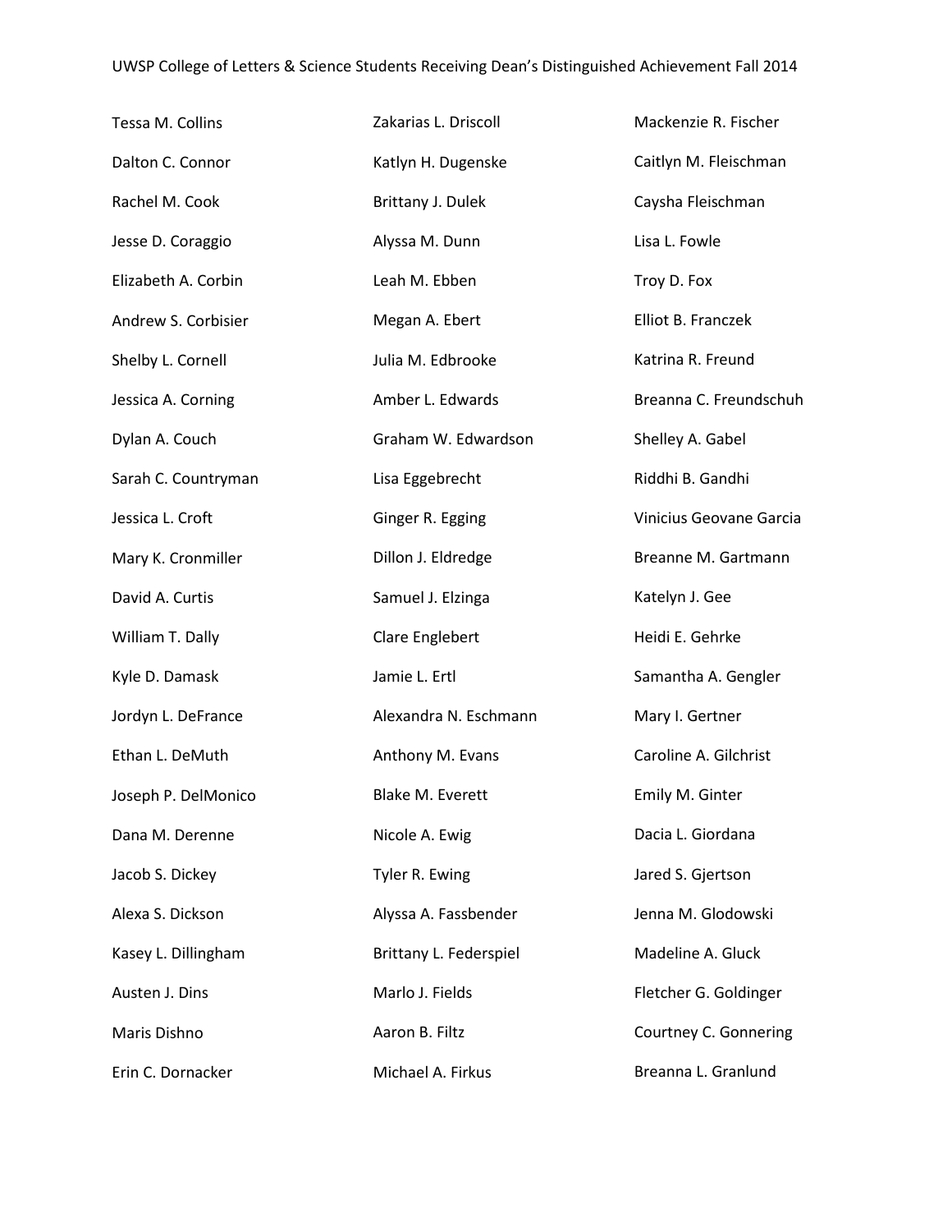Tessa M. Collins
Dalton C. Connor
Rachel M. Cook
Jesse D. Coraggio
Elizabeth A. Corbin
Andrew S. Corbisier
Shelby L. Cornell
Jessica A. Corning
Dylan A. Couch
Sarah C. Countryman
Jessica L. Croft
Mary K. Cronmiller
David A. Curtis
William T. Dally
Kyle D. Damask
Jordyn L. DeFrance
Ethan L. DeMuth
Joseph P. DelMonico
Dana M. Derenne
Jacob S. Dickey
Alexa S. Dickson
Kasey L. Dillingham
Austen J. Dins
Maris Dishno
Erin C. Dornacker
Zakarias L. Driscoll
Katlyn H. Dugenske
Brittany J. Dulek
Alyssa M. Dunn
Leah M. Ebben
Megan A. Ebert
Julia M. Edbrooke
Amber L. Edwards
Graham W. Edwardson
Lisa Eggebrecht
Ginger R. Egging
Dillon J. Eldredge
Samuel J. Elzinga
Clare Englebert
Jamie L. Ertl
Alexandra N. Eschmann
Anthony M. Evans
Blake M. Everett
Nicole A. Ewig
Tyler R. Ewing
Alyssa A. Fassbender
Brittany L. Federspiel
Marlo J. Fields
Aaron B. Filtz
Michael A. Firkus
Mackenzie R. Fischer
Caitlyn M. Fleischman
Caysha Fleischman
Lisa L. Fowle
Troy D. Fox
Elliot B. Franczek
Katrina R. Freund
Breanna C. Freundschuh
Shelley A. Gabel
Riddhi B. Gandhi
Vinicius Geovane Garcia
Breanne M. Gartmann
Katelyn J. Gee
Heidi E. Gehrke
Samantha A. Gengler
Mary I. Gertner
Caroline A. Gilchrist
Emily M. Ginter
Dacia L. Giordana
Jared S. Gjertson
Jenna M. Glodowski
Madeline A. Gluck
Fletcher G. Goldinger
Courtney C. Gonnering
Breanna L. Granlund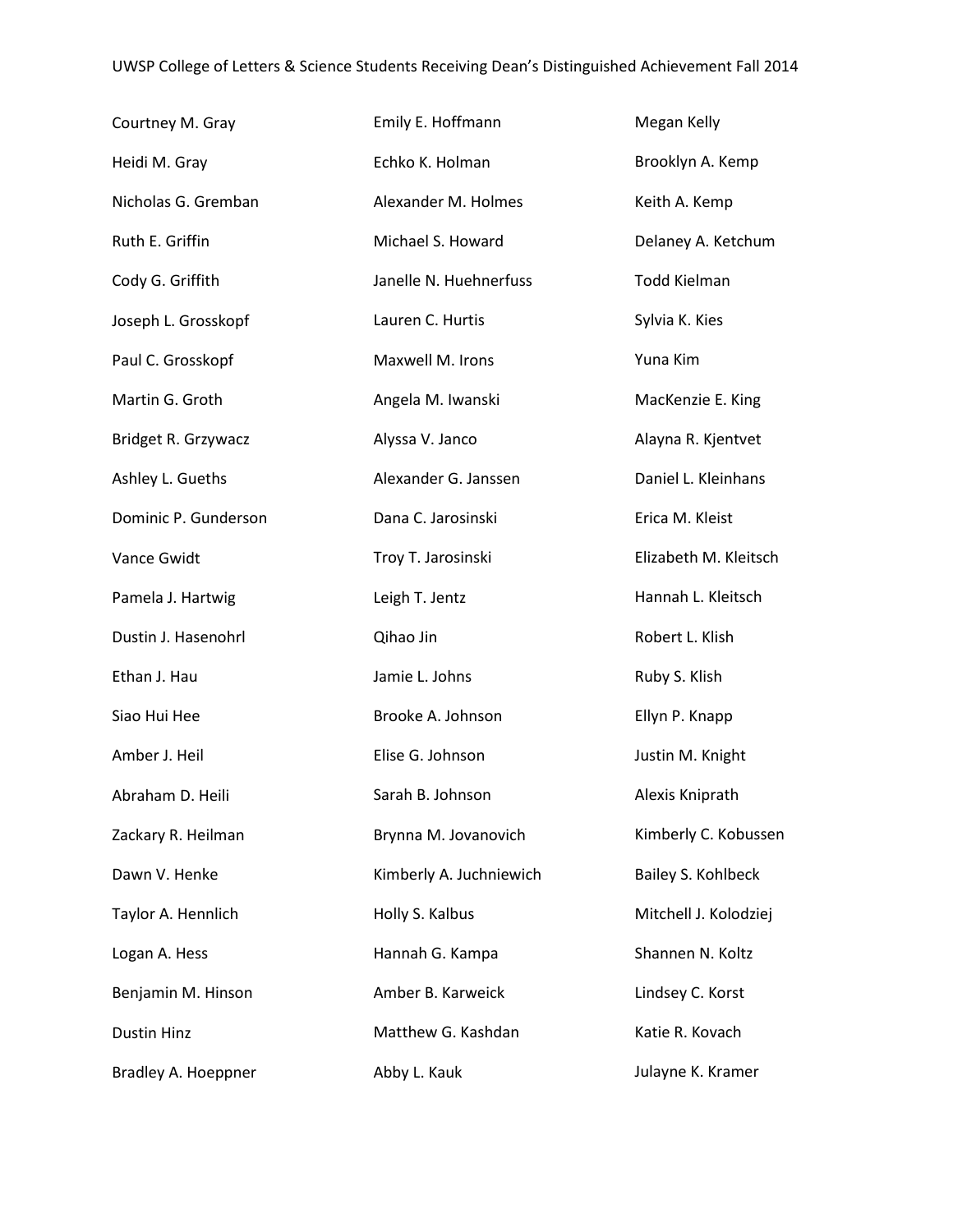Courtney M. Gray
Heidi M. Gray
Nicholas G. Gremban
Ruth E. Griffin
Cody G. Griffith
Joseph L. Grosskopf
Paul C. Grosskopf
Martin G. Groth
Bridget R. Grzywacz
Ashley L. Gueths
Dominic P. Gunderson
Vance Gwidt
Pamela J. Hartwig
Dustin J. Hasenohrl
Ethan J. Hau
Siao Hui Hee
Amber J. Heil
Abraham D. Heili
Zackary R. Heilman
Dawn V. Henke
Taylor A. Hennlich
Logan A. Hess
Benjamin M. Hinson
Dustin Hinz
Bradley A. Hoeppner
Emily E. Hoffmann
Echko K. Holman
Alexander M. Holmes
Michael S. Howard
Janelle N. Huehnerfuss
Lauren C. Hurtis
Maxwell M. Irons
Angela M. Iwanski
Alyssa V. Janco
Alexander G. Janssen
Dana C. Jarosinski
Troy T. Jarosinski
Leigh T. Jentz
Qihao Jin
Jamie L. Johns
Brooke A. Johnson
Elise G. Johnson
Sarah B. Johnson
Brynna M. Jovanovich
Kimberly A. Juchniewich
Holly S. Kalbus
Hannah G. Kampa
Amber B. Karweick
Matthew G. Kashdan
Abby L. Kauk
Megan Kelly
Brooklyn A. Kemp
Keith A. Kemp
Delaney A. Ketchum
Todd Kielman
Sylvia K. Kies
Yuna Kim
MacKenzie E. King
Alayna R. Kjentvet
Daniel L. Kleinhans
Erica M. Kleist
Elizabeth M. Kleitsch
Hannah L. Kleitsch
Robert L. Klish
Ruby S. Klish
Ellyn P. Knapp
Justin M. Knight
Alexis Kniprath
Kimberly C. Kobussen
Bailey S. Kohlbeck
Mitchell J. Kolodziej
Shannen N. Koltz
Lindsey C. Korst
Katie R. Kovach
Julayne K. Kramer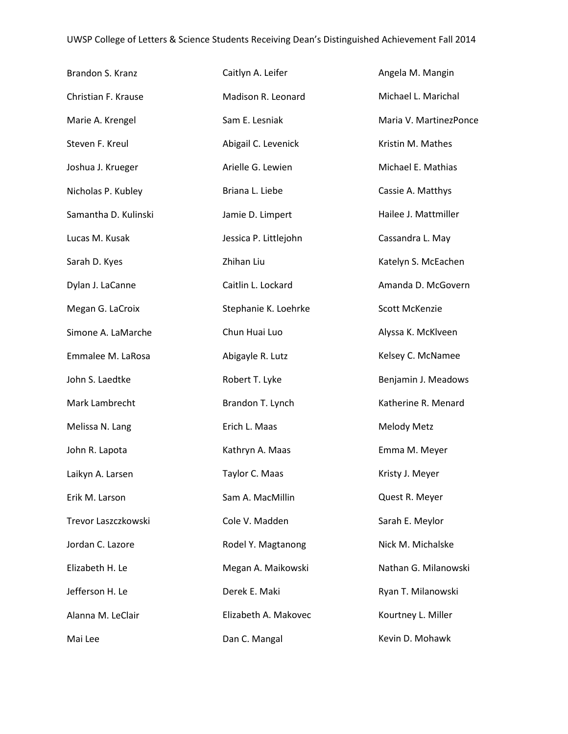Brandon S. Kranz
Christian F. Krause
Marie A. Krengel
Steven F. Kreul
Joshua J. Krueger
Nicholas P. Kubley
Samantha D. Kulinski
Lucas M. Kusak
Sarah D. Kyes
Dylan J. LaCanne
Megan G. LaCroix
Simone A. LaMarche
Emmalee M. LaRosa
John S. Laedtke
Mark Lambrecht
Melissa N. Lang
John R. Lapota
Laikyn A. Larsen
Erik M. Larson
Trevor Laszczkowski
Jordan C. Lazore
Elizabeth H. Le
Jefferson H. Le
Alanna M. LeClair
Mai Lee
Caitlyn A. Leifer
Madison R. Leonard
Sam E. Lesniak
Abigail C. Levenick
Arielle G. Lewien
Briana L. Liebe
Jamie D. Limpert
Jessica P. Littlejohn
Zhihan Liu
Caitlin L. Lockard
Stephanie K. Loehrke
Chun Huai Luo
Abigayle R. Lutz
Robert T. Lyke
Brandon T. Lynch
Erich L. Maas
Kathryn A. Maas
Taylor C. Maas
Sam A. MacMillin
Cole V. Madden
Rodel Y. Magtanong
Megan A. Maikowski
Derek E. Maki
Elizabeth A. Makovec
Dan C. Mangal
Angela M. Mangin
Michael L. Marichal
Maria V. MartinezPonce
Kristin M. Mathes
Michael E. Mathias
Cassie A. Matthys
Hailee J. Mattmiller
Cassandra L. May
Katelyn S. McEachen
Amanda D. McGovern
Scott McKenzie
Alyssa K. McKlveen
Kelsey C. McNamee
Benjamin J. Meadows
Katherine R. Menard
Melody Metz
Emma M. Meyer
Kristy J. Meyer
Quest R. Meyer
Sarah E. Meylor
Nick M. Michalske
Nathan G. Milanowski
Ryan T. Milanowski
Kourtney L. Miller
Kevin D. Mohawk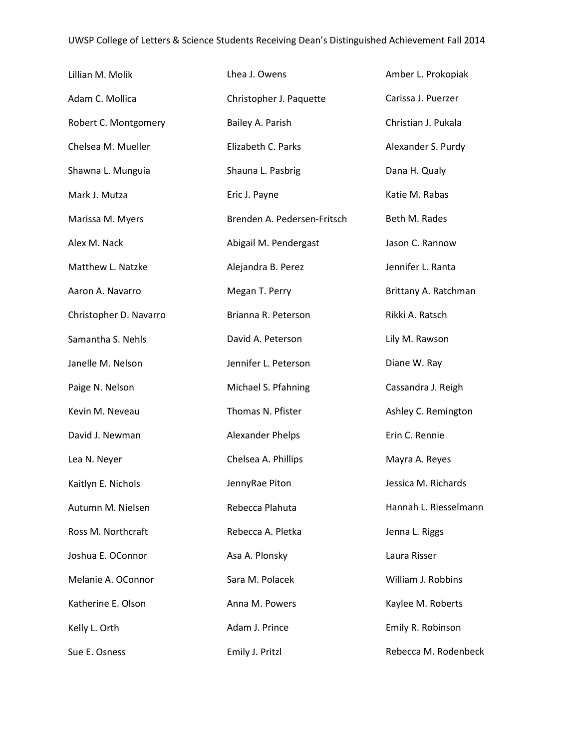Lillian M. Molik

Adam C. Mollica

Robert C. Montgomery

Chelsea M. Mueller

Shawna L. Munguia

Mark J. Mutza

Marissa M. Myers

Alex M. Nack

Matthew L. Natzke

Aaron A. Navarro

Christopher D. Navarro

Samantha S. Nehls

Janelle M. Nelson

Paige N. Nelson

Kevin M. Neveau

David J. Newman

Lea N. Neyer

Kaitlyn E. Nichols

Autumn M. Nielsen

Ross M. Northcraft

Joshua E. OConnor

Melanie A. OConnor

Katherine E. Olson

Kelly L. Orth

Sue E. Osness

Lhea J. Owens

Christopher J. Paquette

Bailey A. Parish

Elizabeth C. Parks

Shauna L. Pasbrig

Eric J. Payne

Brenden A. Pedersen-Fritsch

Abigail M. Pendergast

Alejandra B. Perez

Megan T. Perry

Brianna R. Peterson

David A. Peterson

Jennifer L. Peterson

Michael S. Pfahning

Thomas N. Pfister

Alexander Phelps

Chelsea A. Phillips

JennyRae Piton

Rebecca Plahuta

Rebecca A. Pletka

Asa A. Plonsky

Sara M. Polacek

Anna M. Powers

Adam J. Prince

Emily J. Pritzl

Amber L. Prokopiak

Carissa J. Puerzer

Christian J. Pukala

Alexander S. Purdy

Dana H. Qualy

Katie M. Rabas

Beth M. Rades

Jason C. Rannow

Jennifer L. Ranta

Brittany A. Ratchman

Rikki A. Ratsch

Lily M. Rawson

Diane W. Ray

Cassandra J. Reigh

Ashley C. Remington

Erin C. Rennie

Mayra A. Reyes

Jessica M. Richards

Hannah L. Riesselmann

Jenna L. Riggs

Laura Risser

William J. Robbins

Kaylee M. Roberts

Emily R. Robinson

Rebecca M. Rodenbeck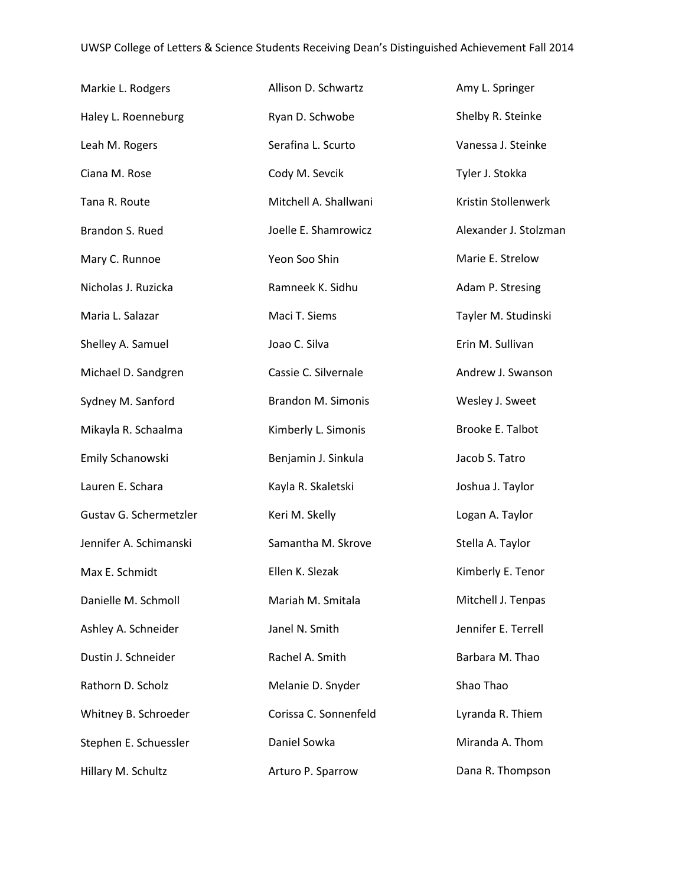Markie L. Rodgers

Haley L. Roenneburg

Leah M. Rogers

Ciana M. Rose

Tana R. Route

Brandon S. Rued

Mary C. Runnoe

Nicholas J. Ruzicka

Maria L. Salazar

Shelley A. Samuel

Michael D. Sandgren

Sydney M. Sanford

Mikayla R. Schaalma

Emily Schanowski

Lauren E. Schara

Gustav G. Schermetzler

Jennifer A. Schimanski

Max E. Schmidt

Danielle M. Schmoll

Ashley A. Schneider

Dustin J. Schneider

Rathorn D. Scholz

Whitney B. Schroeder

Stephen E. Schuessler

Hillary M. Schultz

Allison D. Schwartz

Ryan D. Schwobe

Serafina L. Scurto

Cody M. Sevcik

Mitchell A. Shallwani

Joelle E. Shamrowicz

Yeon Soo Shin

Ramneek K. Sidhu

Maci T. Siems

Joao C. Silva

Cassie C. Silvernale

Brandon M. Simonis

Kimberly L. Simonis

Benjamin J. Sinkula

Kayla R. Skaletski

Keri M. Skelly

Samantha M. Skrove

Ellen K. Slezak

Mariah M. Smitala

Janel N. Smith

Rachel A. Smith

Melanie D. Snyder

Corissa C. Sonnenfeld

Daniel Sowka

Arturo P. Sparrow

Amy L. Springer

Shelby R. Steinke

Vanessa J. Steinke

Tyler J. Stokka

Kristin Stollenwerk

Alexander J. Stolzman

Marie E. Strelow

Adam P. Stresing

Tayler M. Studinski

Erin M. Sullivan

Andrew J. Swanson

Wesley J. Sweet

Brooke E. Talbot

Jacob S. Tatro

Joshua J. Taylor

Logan A. Taylor

Stella A. Taylor

Kimberly E. Tenor

Mitchell J. Tenpas

Jennifer E. Terrell

Barbara M. Thao

Shao Thao

Lyranda R. Thiem

Miranda A. Thom

Dana R. Thompson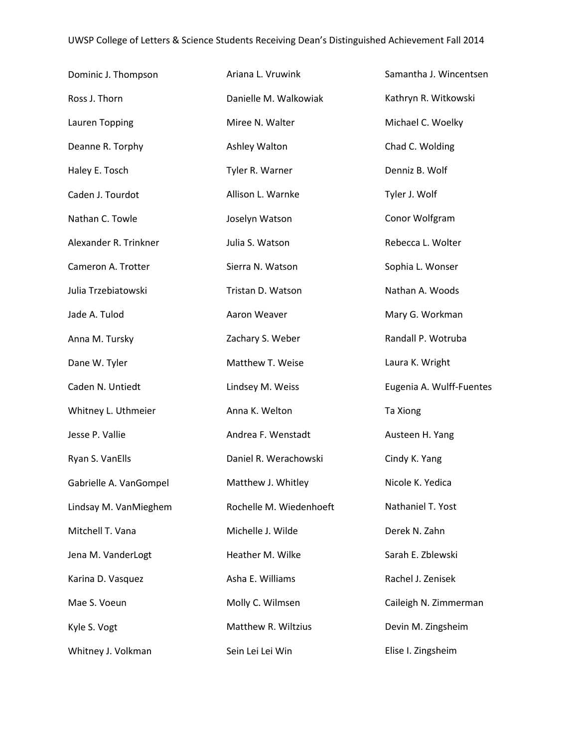Dominic J. Thompson

Ross J. Thorn

Lauren Topping

Deanne R. Torphy

Haley E. Tosch

Caden J. Tourdot

Nathan C. Towle

Alexander R. Trinkner

Cameron A. Trotter

Julia Trzebiatowski

Jade A. Tulod

Anna M. Tursky

Dane W. Tyler

Caden N. Untiedt

Whitney L. Uthmeier

Jesse P. Vallie

Ryan S. VanElls

Gabrielle A. VanGompel

Lindsay M. VanMieghem

Mitchell T. Vana

Jena M. VanderLogt

Karina D. Vasquez

Mae S. Voeun

Kyle S. Vogt

Whitney J. Volkman

Ariana L. Vruwink

Danielle M. Walkowiak

Miree N. Walter

Ashley Walton

Tyler R. Warner

Allison L. Warnke

Joselyn Watson

Julia S. Watson

Sierra N. Watson

Tristan D. Watson

Aaron Weaver

Zachary S. Weber

Matthew T. Weise

Lindsey M. Weiss

Anna K. Welton

Andrea F. Wenstadt

Daniel R. Werachowski

Matthew J. Whitley

Rochelle M. Wiedenhoeft

Michelle J. Wilde

Heather M. Wilke

Asha E. Williams

Molly C. Wilmsen

Matthew R. Wiltzius

Sein Lei Lei Win

Samantha J. Wincentsen

Kathryn R. Witkowski

Michael C. Woelky

Chad C. Wolding

Denniz B. Wolf

Tyler J. Wolf

Conor Wolfgram

Rebecca L. Wolter

Sophia L. Wonser

Nathan A. Woods

Mary G. Workman

Randall P. Wotruba

Laura K. Wright

Eugenia A. Wulff-Fuentes

Ta Xiong

Austeen H. Yang

Cindy K. Yang

Nicole K. Yedica

Nathaniel T. Yost

Derek N. Zahn

Sarah E. Zblewski

Rachel J. Zenisek

Caileigh N. Zimmerman

Devin M. Zingsheim

Elise I. Zingsheim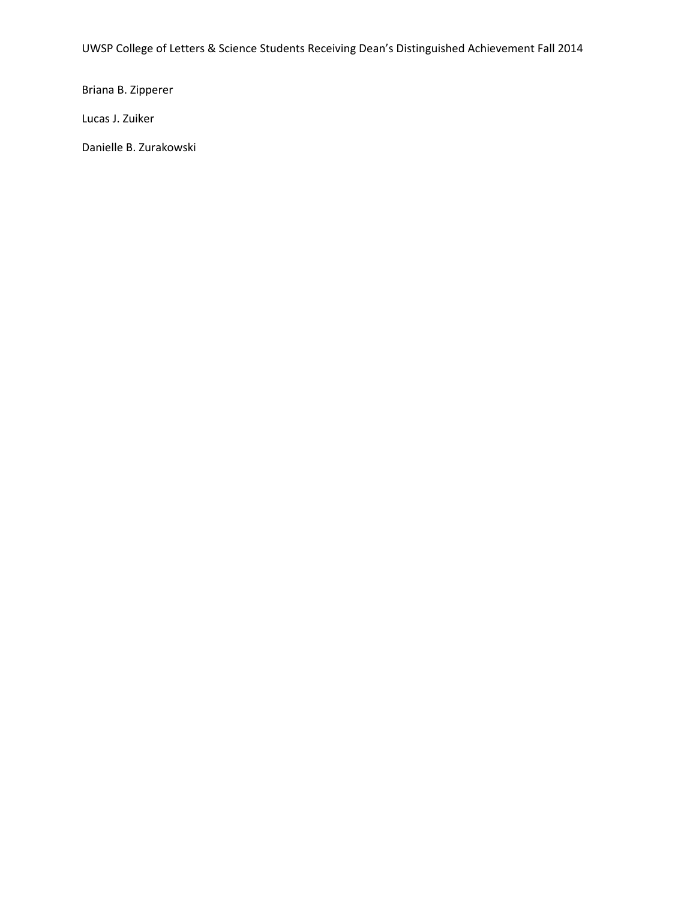Briana B. Zipperer

Lucas J. Zuiker

Danielle B. Zurakowski